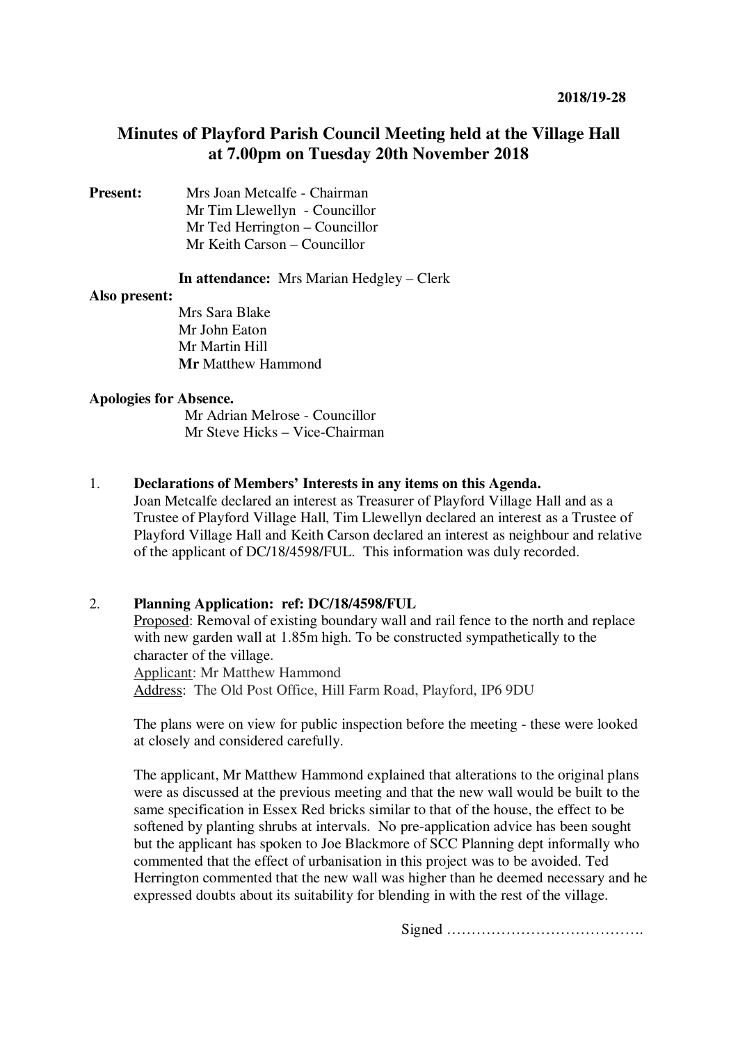2018/19-28

# Minutes of Playford Parish Council Meeting held at the Village Hall at 7.00pm on Tuesday 20th November 2018

**Present:**
Mrs Joan Metcalfe - Chairman
Mr Tim Llewellyn - Councillor
Mr Ted Herrington – Councillor
Mr Keith Carson – Councillor

**In attendance:** Mrs Marian Hedgley – Clerk

**Also present:**
Mrs Sara Blake
Mr John Eaton
Mr Martin Hill
**Mr** Matthew Hammond

**Apologies for Absence.**
Mr Adrian Melrose - Councillor
Mr Steve Hicks – Vice-Chairman

1. **Declarations of Members' Interests in any items on this Agenda.**
Joan Metcalfe declared an interest as Treasurer of Playford Village Hall and as a Trustee of Playford Village Hall, Tim Llewellyn declared an interest as a Trustee of Playford Village Hall and Keith Carson declared an interest as neighbour and relative of the applicant of DC/18/4598/FUL. This information was duly recorded.

2. **Planning Application: ref: DC/18/4598/FUL**
Proposed: Removal of existing boundary wall and rail fence to the north and replace with new garden wall at 1.85m high. To be constructed sympathetically to the character of the village.
Applicant: Mr Matthew Hammond
Address: The Old Post Office, Hill Farm Road, Playford, IP6 9DU

The plans were on view for public inspection before the meeting - these were looked at closely and considered carefully.

The applicant, Mr Matthew Hammond explained that alterations to the original plans were as discussed at the previous meeting and that the new wall would be built to the same specification in Essex Red bricks similar to that of the house, the effect to be softened by planting shrubs at intervals. No pre-application advice has been sought but the applicant has spoken to Joe Blackmore of SCC Planning dept informally who commented that the effect of urbanisation in this project was to be avoided. Ted Herrington commented that the new wall was higher than he deemed necessary and he expressed doubts about its suitability for blending in with the rest of the village.

Signed ………………………………….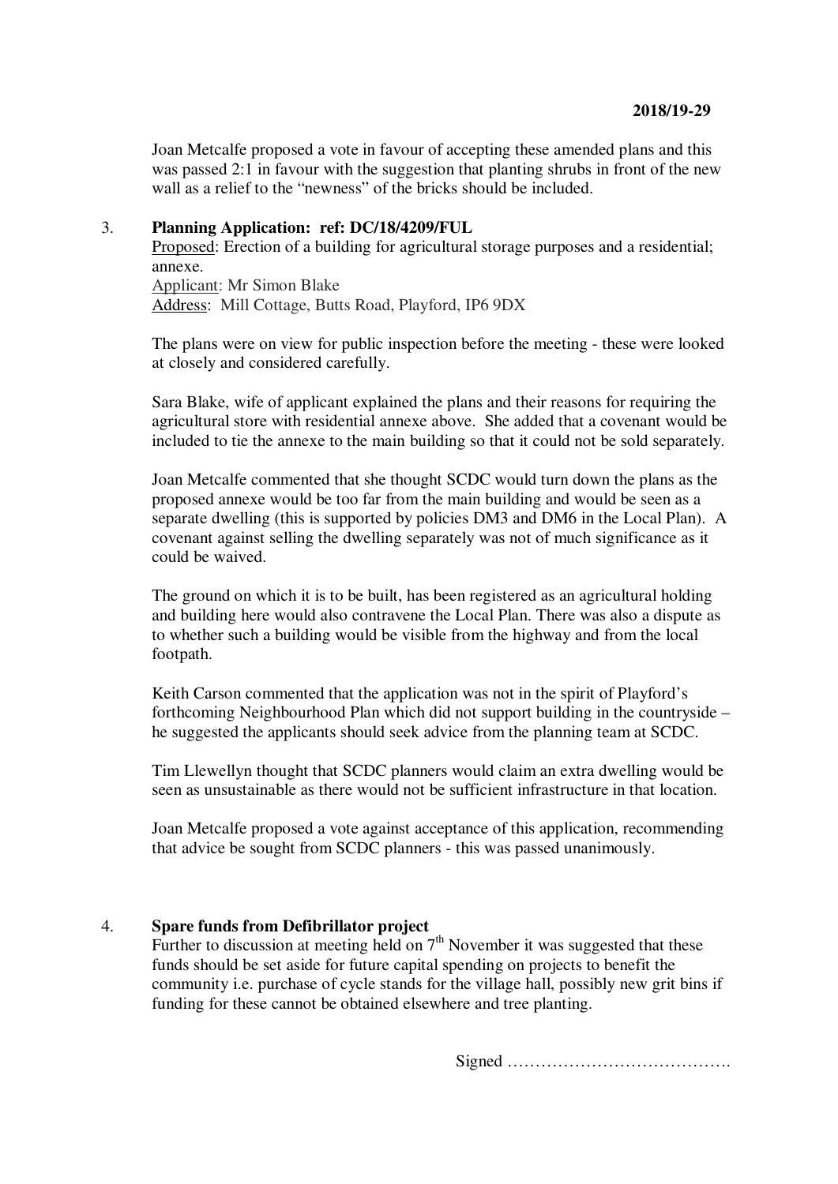**2018/19-29**

Joan Metcalfe proposed a vote in favour of accepting these amended plans and this was passed 2:1 in favour with the suggestion that planting shrubs in front of the new wall as a relief to the "newness" of the bricks should be included.

3. **Planning Application: ref: DC/18/4209/FUL**

   Proposed: Erection of a building for agricultural storage purposes and a residential; annexe.
   Applicant: Mr Simon Blake
   Address: Mill Cottage, Butts Road, Playford, IP6 9DX

   The plans were on view for public inspection before the meeting - these were looked at closely and considered carefully.

   Sara Blake, wife of applicant explained the plans and their reasons for requiring the agricultural store with residential annexe above. She added that a covenant would be included to tie the annexe to the main building so that it could not be sold separately.

   Joan Metcalfe commented that she thought SCDC would turn down the plans as the proposed annexe would be too far from the main building and would be seen as a separate dwelling (this is supported by policies DM3 and DM6 in the Local Plan). A covenant against selling the dwelling separately was not of much significance as it could be waived.

   The ground on which it is to be built, has been registered as an agricultural holding and building here would also contravene the Local Plan. There was also a dispute as to whether such a building would be visible from the highway and from the local footpath.

   Keith Carson commented that the application was not in the spirit of Playford's forthcoming Neighbourhood Plan which did not support building in the countryside – he suggested the applicants should seek advice from the planning team at SCDC.

   Tim Llewellyn thought that SCDC planners would claim an extra dwelling would be seen as unsustainable as there would not be sufficient infrastructure in that location.

   Joan Metcalfe proposed a vote against acceptance of this application, recommending that advice be sought from SCDC planners - this was passed unanimously.

4. **Spare funds from Defibrillator project**

   Further to discussion at meeting held on 7th November it was suggested that these funds should be set aside for future capital spending on projects to benefit the community i.e. purchase of cycle stands for the village hall, possibly new grit bins if funding for these cannot be obtained elsewhere and tree planting.

Signed ………………………………….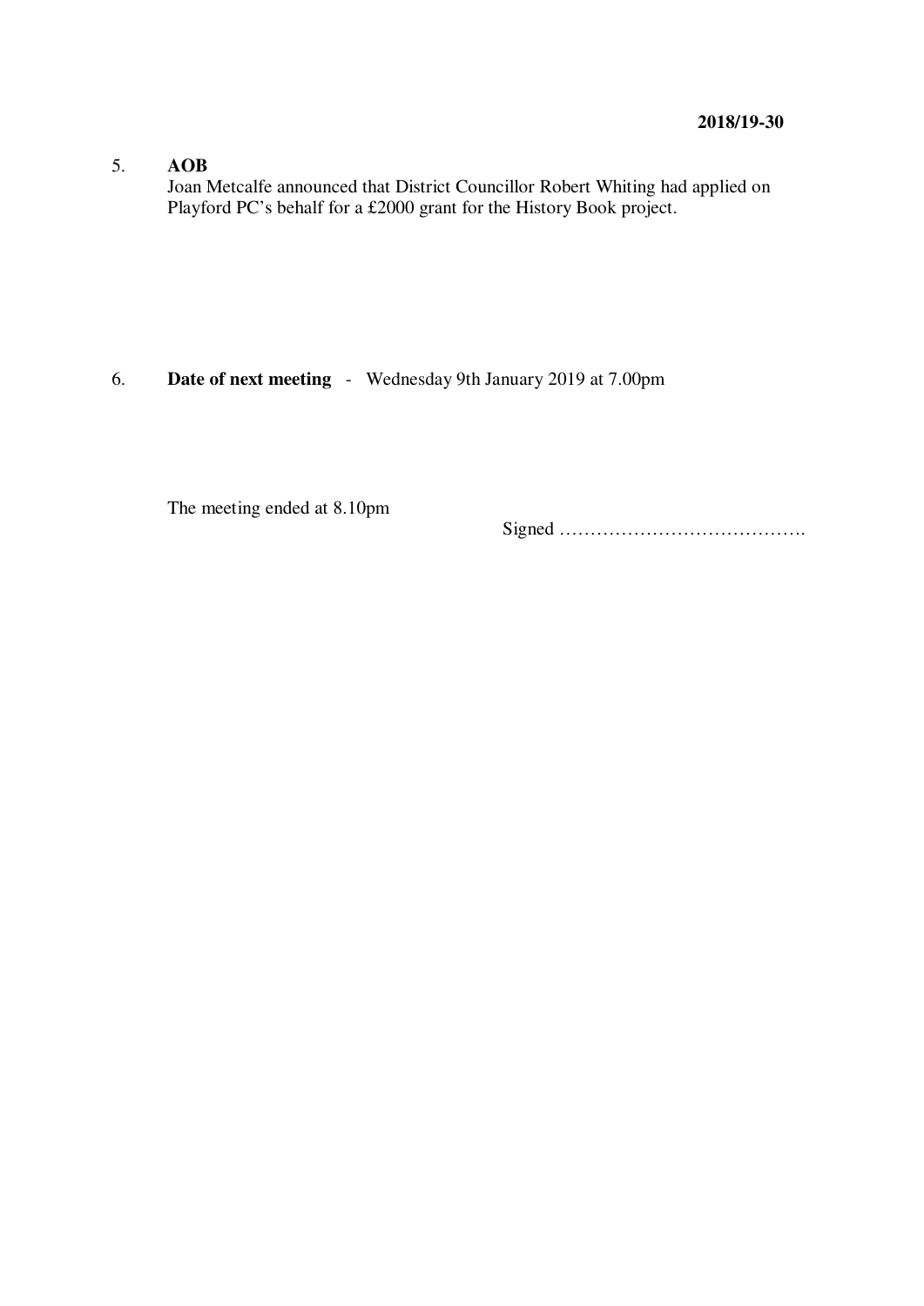**2018/19-30**

5. **AOB**

   Joan Metcalfe announced that District Councillor Robert Whiting had applied on Playford PC's behalf for a £2000 grant for the History Book project.

6. **Date of next meeting** - Wednesday 9th January 2019 at 7.00pm

The meeting ended at 8.10pm

Signed ………………………………….